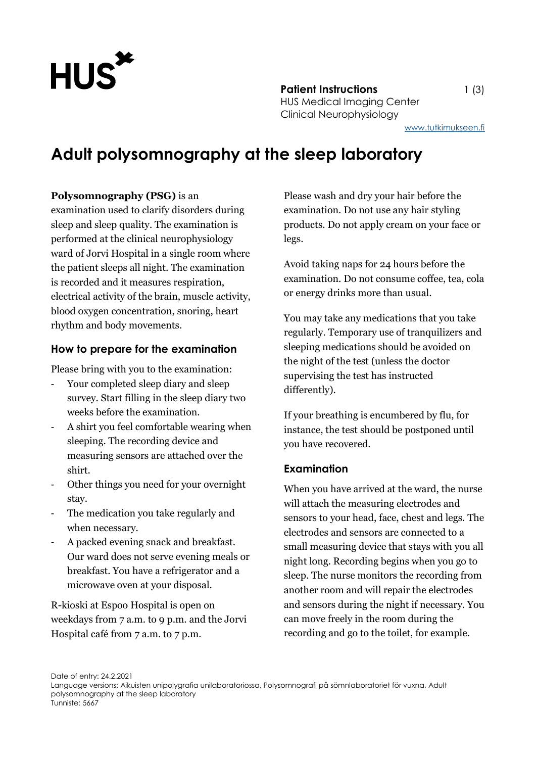Patient Instructions
HUS Medical Imaging Center
Clinical Neurophysiology

www.tutkimukseen.fi

# Adult polysomnography at the sleep laboratory

**Polysomnography (PSG)** is an examination used to clarify disorders during sleep and sleep quality. The examination is performed at the clinical neurophysiology ward of Jorvi Hospital in a single room where the patient sleeps all night. The examination is recorded and it measures respiration, electrical activity of the brain, muscle activity, blood oxygen concentration, snoring, heart rhythm and body movements.

## How to prepare for the examination

Please bring with you to the examination:

- Your completed sleep diary and sleep survey. Start filling in the sleep diary two weeks before the examination.
- A shirt you feel comfortable wearing when sleeping. The recording device and measuring sensors are attached over the shirt.
- Other things you need for your overnight stay.
- The medication you take regularly and when necessary.
- A packed evening snack and breakfast. Our ward does not serve evening meals or breakfast. You have a refrigerator and a microwave oven at your disposal.

R-kioski at Espoo Hospital is open on weekdays from 7 a.m. to 9 p.m. and the Jorvi Hospital café from 7 a.m. to 7 p.m.

Please wash and dry your hair before the examination. Do not use any hair styling products. Do not apply cream on your face or legs.

Avoid taking naps for 24 hours before the examination. Do not consume coffee, tea, cola or energy drinks more than usual.

You may take any medications that you take regularly. Temporary use of tranquilizers and sleeping medications should be avoided on the night of the test (unless the doctor supervising the test has instructed differently).

If your breathing is encumbered by flu, for instance, the test should be postponed until you have recovered.

## Examination

When you have arrived at the ward, the nurse will attach the measuring electrodes and sensors to your head, face, chest and legs. The electrodes and sensors are connected to a small measuring device that stays with you all night long. Recording begins when you go to sleep. The nurse monitors the recording from another room and will repair the electrodes and sensors during the night if necessary. You can move freely in the room during the recording and go to the toilet, for example.

Date of entry: 24.2.2021
Language versions: Aikuisten unipolygrafia unilaboratoriossa, Polysomnografi på sömnlaboratoriet för vuxna, Adult polysomnography at the sleep laboratory
Tunniste: 5667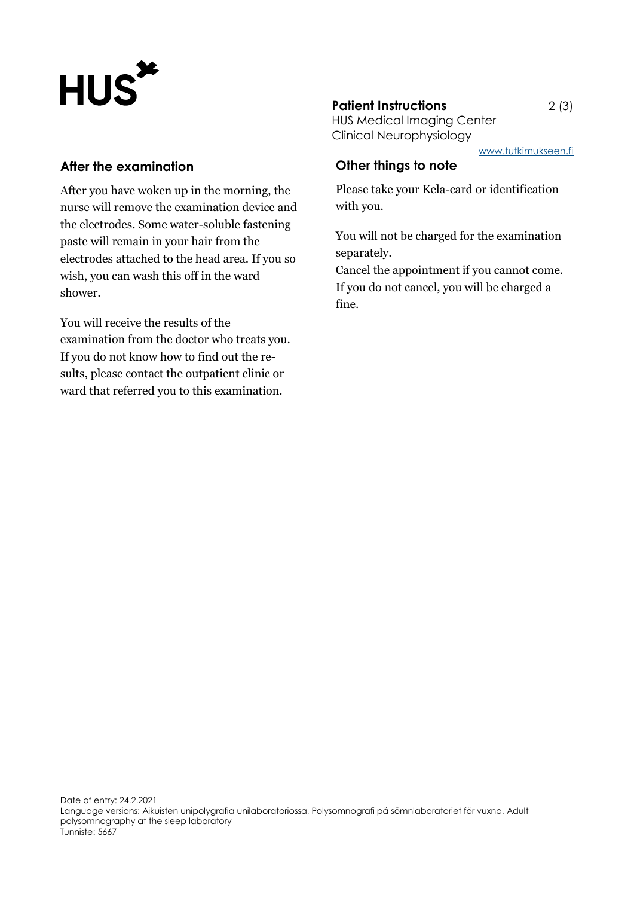## After the examination

After you have woken up in the morning, the nurse will remove the examination device and the electrodes. Some water-soluble fastening paste will remain in your hair from the electrodes attached to the head area. If you so wish, you can wash this off in the ward shower.

You will receive the results of the examination from the doctor who treats you. If you do not know how to find out the results, please contact the outpatient clinic or ward that referred you to this examination.

## Other things to note

Please take your Kela-card or identification with you.

You will not be charged for the examination separately.

Cancel the appointment if you cannot come. If you do not cancel, you will be charged a fine.

Date of entry: 24.2.2021
Language versions: Aikuisten unipolygrafia unilaboratoriossa, Polysomnografi på sömnlaboratoriet för vuxna, Adult polysomnography at the sleep laboratory
Tunniste: 5667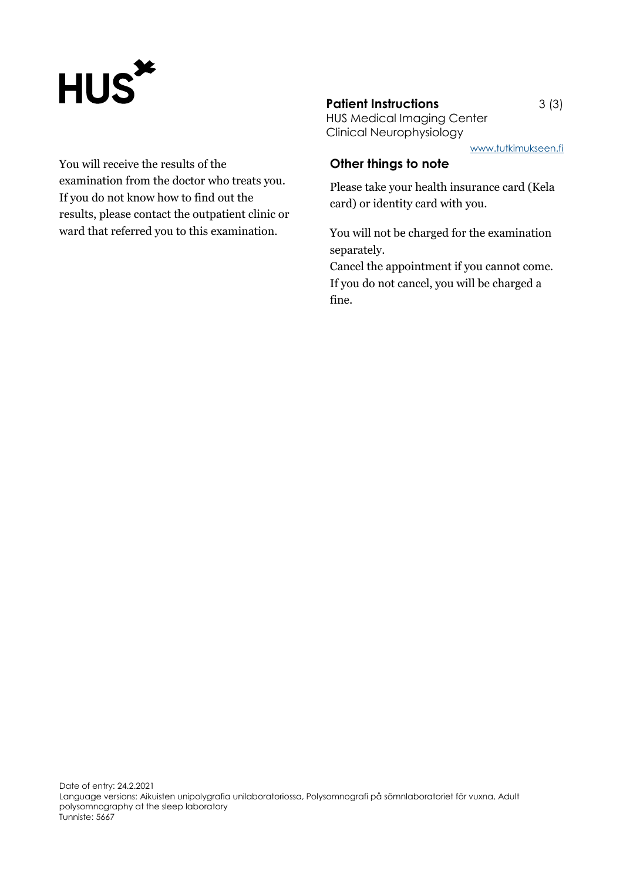You will receive the results of the examination from the doctor who treats you. If you do not know how to find out the results, please contact the outpatient clinic or ward that referred you to this examination.

## Other things to note

Please take your health insurance card (Kela card) or identity card with you.

You will not be charged for the examination separately.

Cancel the appointment if you cannot come. If you do not cancel, you will be charged a fine.

Date of entry: 24.2.2021
Language versions: Aikuisten unipolygrafia unilaboratoriossa, Polysomnografi på sömnlaboratoriet för vuxna, Adult polysomnography at the sleep laboratory
Tunniste: 5667